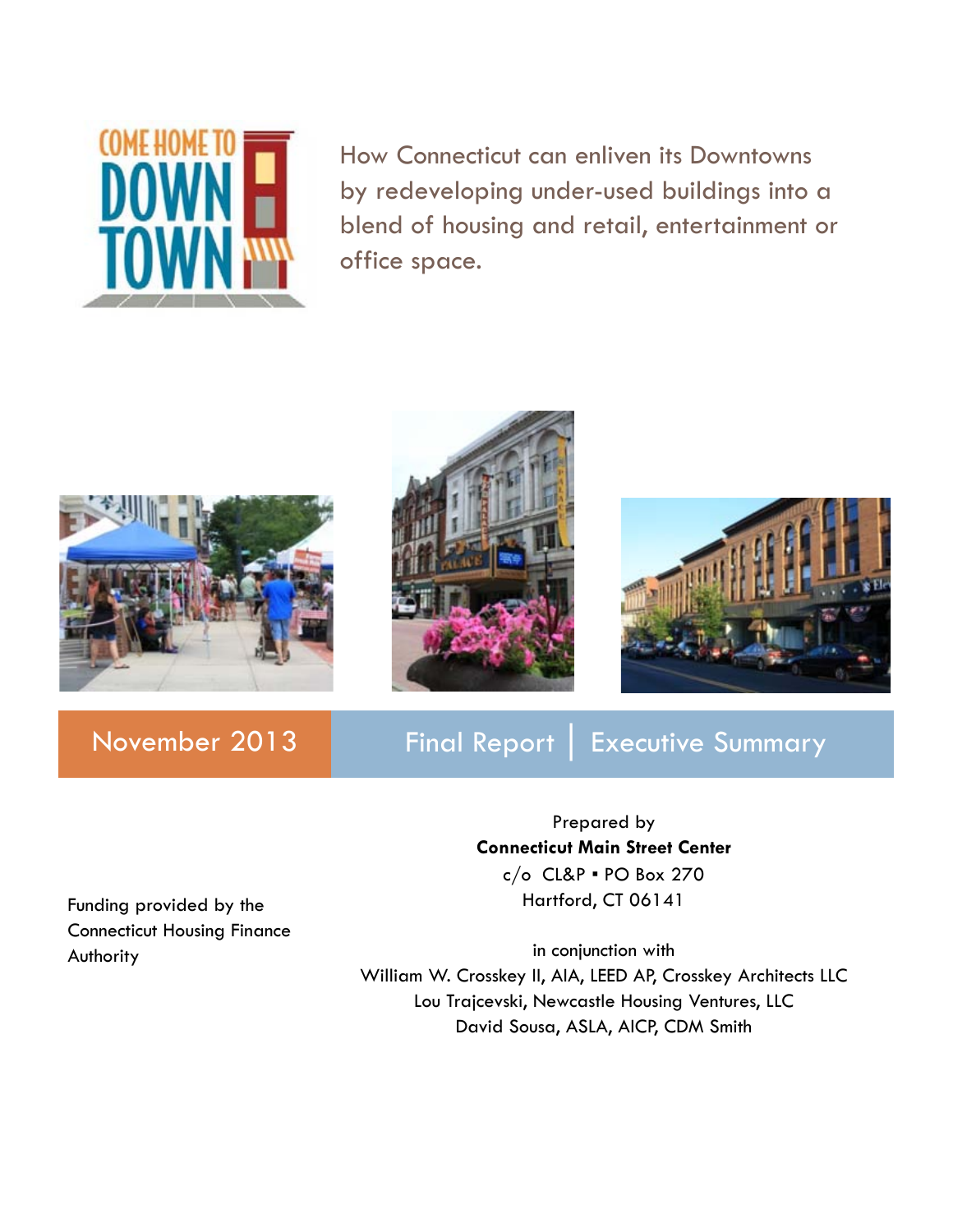COME HOME TO DOWNTOWN

# How Connecticut can enliven its Downtowns by redeveloping under-used buildings into a blend of housing and retail, entertainment or office space.

November 2013

Final Report | Executive Summary

Prepared by
**Connecticut Main Street Center**
c/o CL&P ▪ PO Box 270
Hartford, CT 06141

in conjunction with
William W. Crosskey II, AIA, LEED AP, Crosskey Architects LLC
Lou Trajcevski, Newcastle Housing Ventures, LLC
David Sousa, ASLA, AICP, CDM Smith

Funding provided by the Connecticut Housing Finance Authority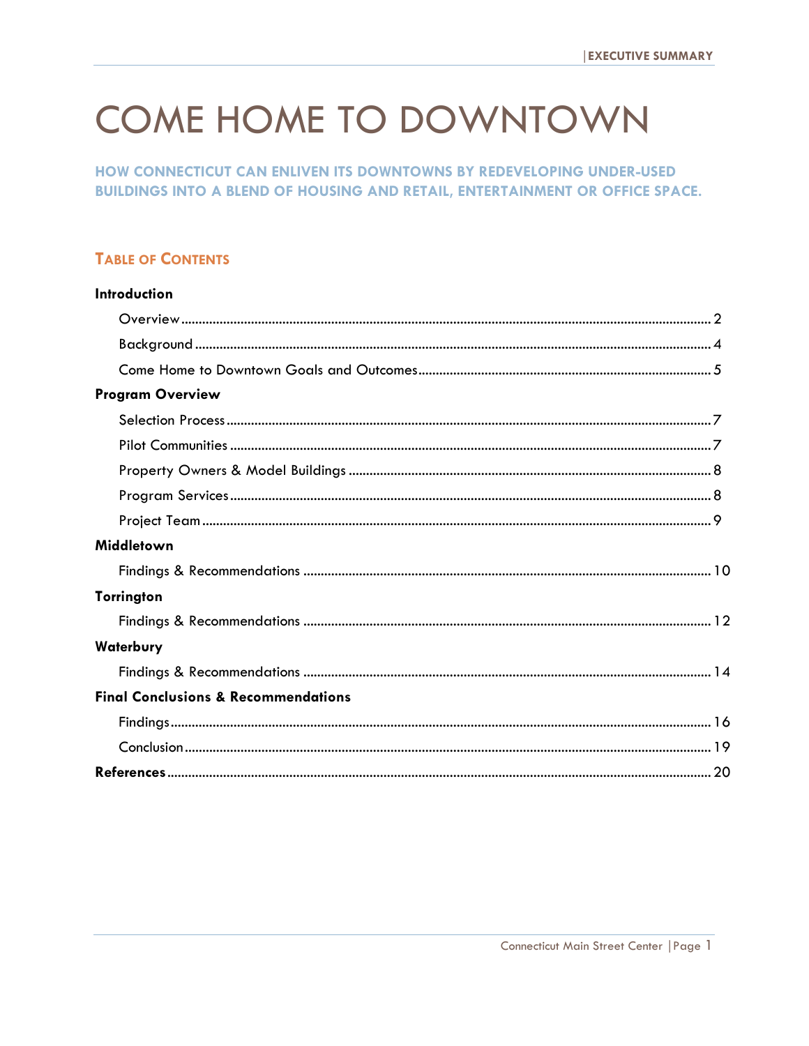# COME HOME TO DOWNTOWN

### HOW CONNECTICUT CAN ENLIVEN ITS DOWNTOWNS BY REDEVELOPING UNDER-USED BUILDINGS INTO A BLEND OF HOUSING AND RETAIL, ENTERTAINMENT OR OFFICE SPACE.

## TABLE OF CONTENTS

**Introduction**

- Overview ........ 2
- Background ........ 4
- Come Home to Downtown Goals and Outcomes ........ 5

**Program Overview**

- Selection Process ........ 7
- Pilot Communities ........ 7
- Property Owners & Model Buildings ........ 8
- Program Services ........ 8
- Project Team ........ 9

**Middletown**

- Findings & Recommendations ........ 10

**Torrington**

- Findings & Recommendations ........ 12

**Waterbury**

- Findings & Recommendations ........ 14

**Final Conclusions & Recommendations**

- Findings ........ 16
- Conclusion ........ 19

**References** ........ 20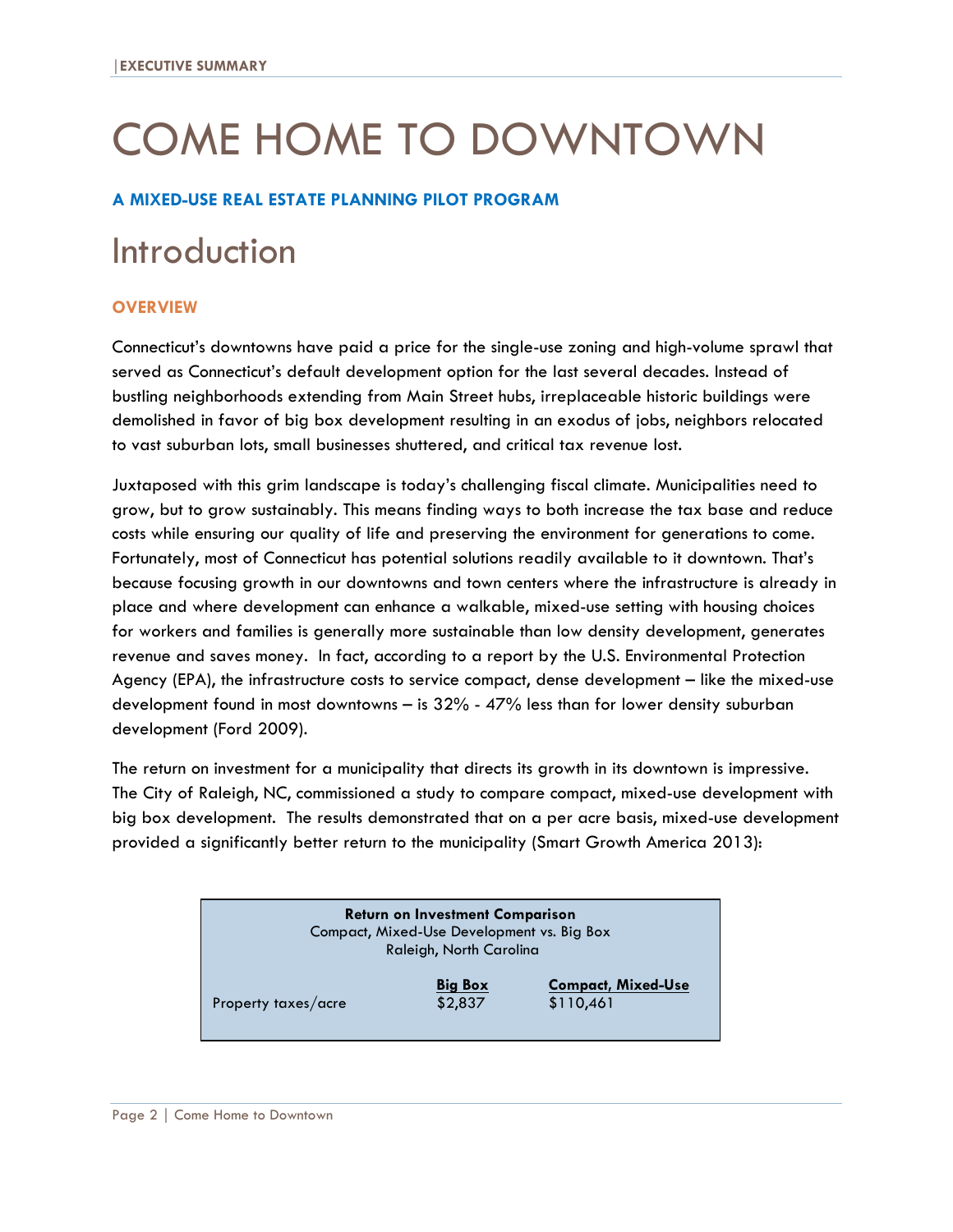# COME HOME TO DOWNTOWN

**A MIXED-USE REAL ESTATE PLANNING PILOT PROGRAM**

## Introduction

### OVERVIEW

Connecticut's downtowns have paid a price for the single-use zoning and high-volume sprawl that served as Connecticut's default development option for the last several decades. Instead of bustling neighborhoods extending from Main Street hubs, irreplaceable historic buildings were demolished in favor of big box development resulting in an exodus of jobs, neighbors relocated to vast suburban lots, small businesses shuttered, and critical tax revenue lost.

Juxtaposed with this grim landscape is today's challenging fiscal climate. Municipalities need to grow, but to grow sustainably. This means finding ways to both increase the tax base and reduce costs while ensuring our quality of life and preserving the environment for generations to come. Fortunately, most of Connecticut has potential solutions readily available to it downtown. That's because focusing growth in our downtowns and town centers where the infrastructure is already in place and where development can enhance a walkable, mixed-use setting with housing choices for workers and families is generally more sustainable than low density development, generates revenue and saves money. In fact, according to a report by the U.S. Environmental Protection Agency (EPA), the infrastructure costs to service compact, dense development – like the mixed-use development found in most downtowns – is 32% - 47% less than for lower density suburban development (Ford 2009).

The return on investment for a municipality that directs its growth in its downtown is impressive. The City of Raleigh, NC, commissioned a study to compare compact, mixed-use development with big box development. The results demonstrated that on a per acre basis, mixed-use development provided a significantly better return to the municipality (Smart Growth America 2013):

**Return on Investment Comparison**
Compact, Mixed-Use Development vs. Big Box
Raleigh, North Carolina

| | Big Box | Compact, Mixed-Use |
|---|---|---|
| Property taxes/acre | $2,837 | $110,461 |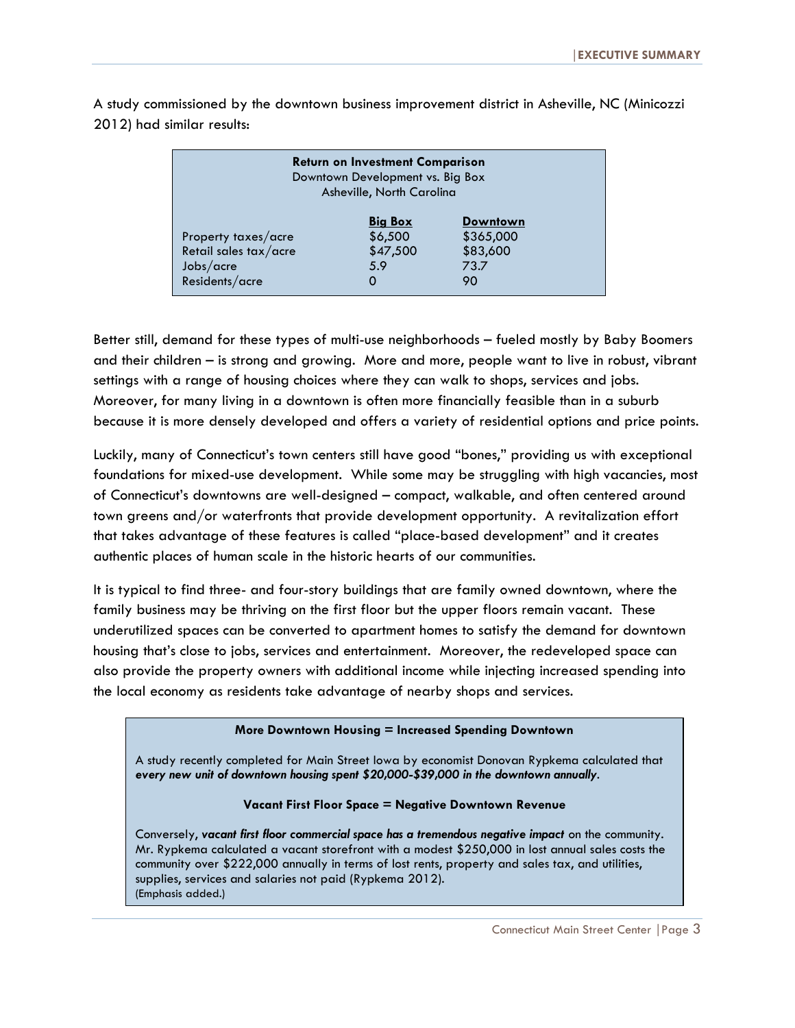A study commissioned by the downtown business improvement district in Asheville, NC (Minicozzi 2012) had similar results:

**Return on Investment Comparison**
Downtown Development vs. Big Box
Asheville, North Carolina

| | Big Box | Downtown |
|---|---|---|
| Property taxes/acre | $6,500 | $365,000 |
| Retail sales tax/acre | $47,500 | $83,600 |
| Jobs/acre | 5.9 | 73.7 |
| Residents/acre | 0 | 90 |

Better still, demand for these types of multi-use neighborhoods – fueled mostly by Baby Boomers and their children – is strong and growing. More and more, people want to live in robust, vibrant settings with a range of housing choices where they can walk to shops, services and jobs. Moreover, for many living in a downtown is often more financially feasible than in a suburb because it is more densely developed and offers a variety of residential options and price points.

Luckily, many of Connecticut's town centers still have good "bones," providing us with exceptional foundations for mixed-use development. While some may be struggling with high vacancies, most of Connecticut's downtowns are well-designed – compact, walkable, and often centered around town greens and/or waterfronts that provide development opportunity. A revitalization effort that takes advantage of these features is called "place-based development" and it creates authentic places of human scale in the historic hearts of our communities.

It is typical to find three- and four-story buildings that are family owned downtown, where the family business may be thriving on the first floor but the upper floors remain vacant. These underutilized spaces can be converted to apartment homes to satisfy the demand for downtown housing that's close to jobs, services and entertainment. Moreover, the redeveloped space can also provide the property owners with additional income while injecting increased spending into the local economy as residents take advantage of nearby shops and services.

**More Downtown Housing = Increased Spending Downtown**

A study recently completed for Main Street Iowa by economist Donovan Rypkema calculated that ***every new unit of downtown housing spent $20,000-$39,000 in the downtown annually***.

**Vacant First Floor Space = Negative Downtown Revenue**

Conversely, ***vacant first floor commercial space has a tremendous negative impact*** on the community. Mr. Rypkema calculated a vacant storefront with a modest $250,000 in lost annual sales costs the community over $222,000 annually in terms of lost rents, property and sales tax, and utilities, supplies, services and salaries not paid (Rypkema 2012).
(Emphasis added.)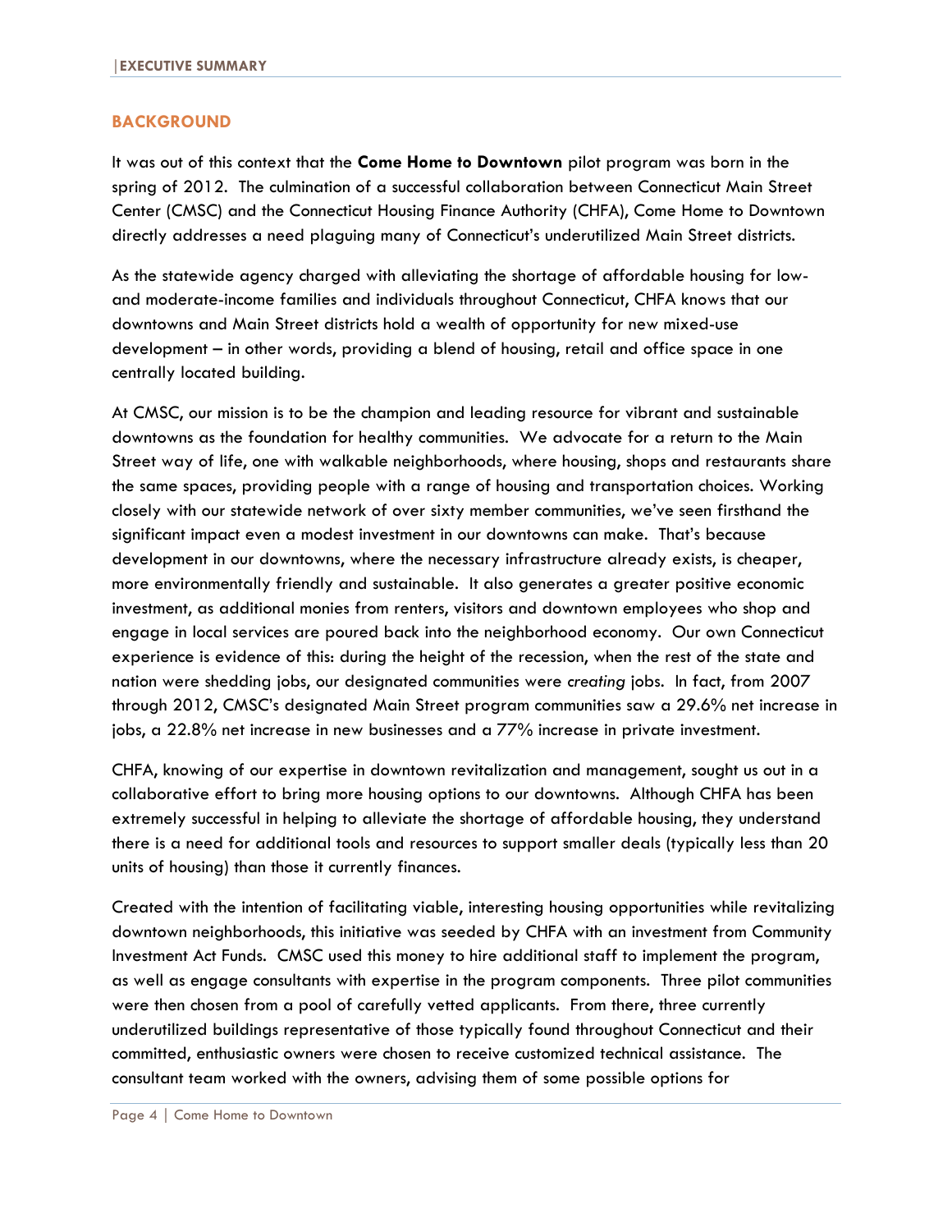## BACKGROUND

It was out of this context that the **Come Home to Downtown** pilot program was born in the spring of 2012. The culmination of a successful collaboration between Connecticut Main Street Center (CMSC) and the Connecticut Housing Finance Authority (CHFA), Come Home to Downtown directly addresses a need plaguing many of Connecticut's underutilized Main Street districts.

As the statewide agency charged with alleviating the shortage of affordable housing for low- and moderate-income families and individuals throughout Connecticut, CHFA knows that our downtowns and Main Street districts hold a wealth of opportunity for new mixed-use development – in other words, providing a blend of housing, retail and office space in one centrally located building.

At CMSC, our mission is to be the champion and leading resource for vibrant and sustainable downtowns as the foundation for healthy communities. We advocate for a return to the Main Street way of life, one with walkable neighborhoods, where housing, shops and restaurants share the same spaces, providing people with a range of housing and transportation choices. Working closely with our statewide network of over sixty member communities, we've seen firsthand the significant impact even a modest investment in our downtowns can make. That's because development in our downtowns, where the necessary infrastructure already exists, is cheaper, more environmentally friendly and sustainable. It also generates a greater positive economic investment, as additional monies from renters, visitors and downtown employees who shop and engage in local services are poured back into the neighborhood economy. Our own Connecticut experience is evidence of this: during the height of the recession, when the rest of the state and nation were shedding jobs, our designated communities were *creating* jobs. In fact, from 2007 through 2012, CMSC's designated Main Street program communities saw a 29.6% net increase in jobs, a 22.8% net increase in new businesses and a 77% increase in private investment.

CHFA, knowing of our expertise in downtown revitalization and management, sought us out in a collaborative effort to bring more housing options to our downtowns. Although CHFA has been extremely successful in helping to alleviate the shortage of affordable housing, they understand there is a need for additional tools and resources to support smaller deals (typically less than 20 units of housing) than those it currently finances.

Created with the intention of facilitating viable, interesting housing opportunities while revitalizing downtown neighborhoods, this initiative was seeded by CHFA with an investment from Community Investment Act Funds. CMSC used this money to hire additional staff to implement the program, as well as engage consultants with expertise in the program components. Three pilot communities were then chosen from a pool of carefully vetted applicants. From there, three currently underutilized buildings representative of those typically found throughout Connecticut and their committed, enthusiastic owners were chosen to receive customized technical assistance. The consultant team worked with the owners, advising them of some possible options for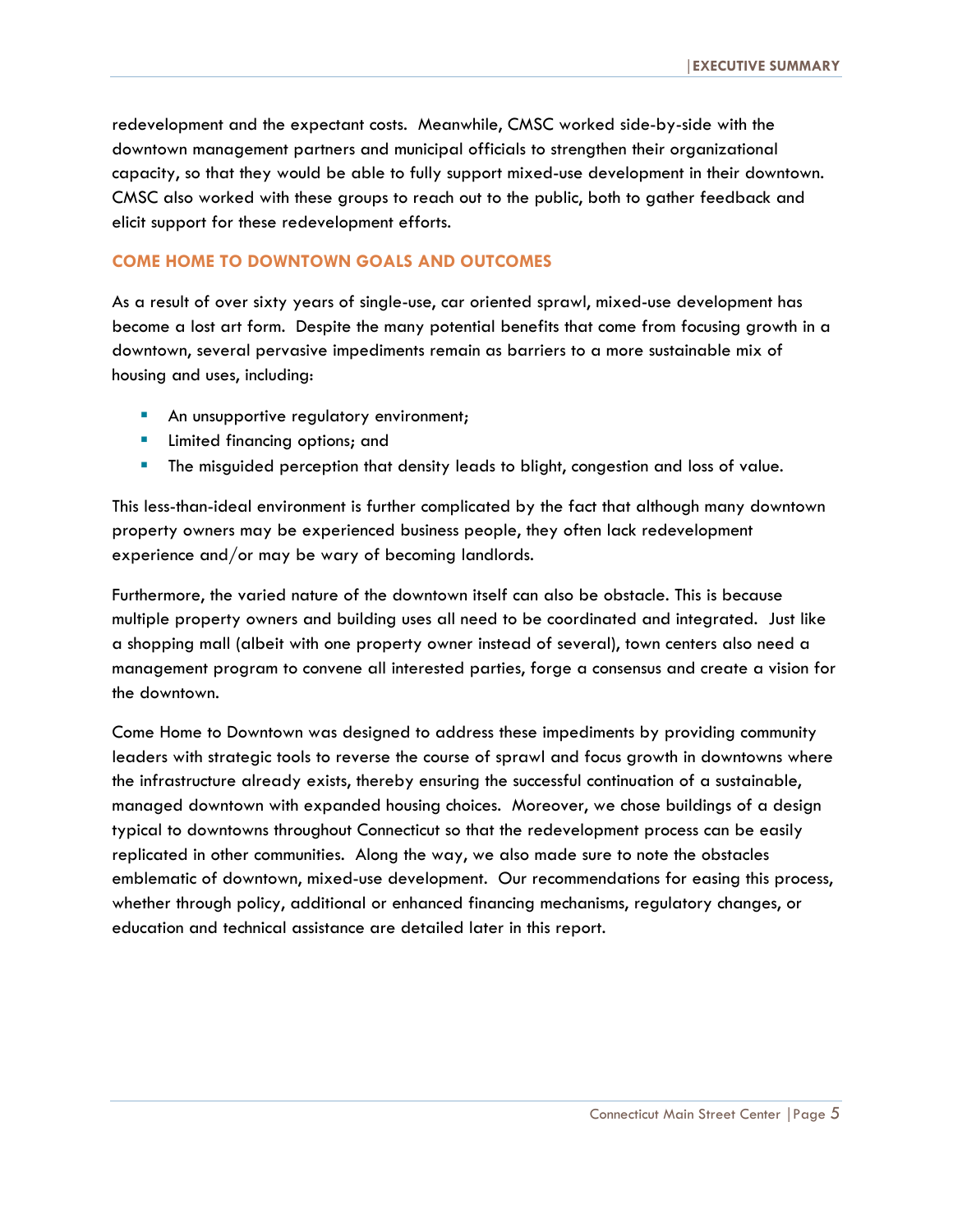redevelopment and the expectant costs. Meanwhile, CMSC worked side-by-side with the downtown management partners and municipal officials to strengthen their organizational capacity, so that they would be able to fully support mixed-use development in their downtown. CMSC also worked with these groups to reach out to the public, both to gather feedback and elicit support for these redevelopment efforts.

## COME HOME TO DOWNTOWN GOALS AND OUTCOMES

As a result of over sixty years of single-use, car oriented sprawl, mixed-use development has become a lost art form. Despite the many potential benefits that come from focusing growth in a downtown, several pervasive impediments remain as barriers to a more sustainable mix of housing and uses, including:

- An unsupportive regulatory environment;
- Limited financing options; and
- The misguided perception that density leads to blight, congestion and loss of value.

This less-than-ideal environment is further complicated by the fact that although many downtown property owners may be experienced business people, they often lack redevelopment experience and/or may be wary of becoming landlords.

Furthermore, the varied nature of the downtown itself can also be obstacle. This is because multiple property owners and building uses all need to be coordinated and integrated. Just like a shopping mall (albeit with one property owner instead of several), town centers also need a management program to convene all interested parties, forge a consensus and create a vision for the downtown.

Come Home to Downtown was designed to address these impediments by providing community leaders with strategic tools to reverse the course of sprawl and focus growth in downtowns where the infrastructure already exists, thereby ensuring the successful continuation of a sustainable, managed downtown with expanded housing choices. Moreover, we chose buildings of a design typical to downtowns throughout Connecticut so that the redevelopment process can be easily replicated in other communities. Along the way, we also made sure to note the obstacles emblematic of downtown, mixed-use development. Our recommendations for easing this process, whether through policy, additional or enhanced financing mechanisms, regulatory changes, or education and technical assistance are detailed later in this report.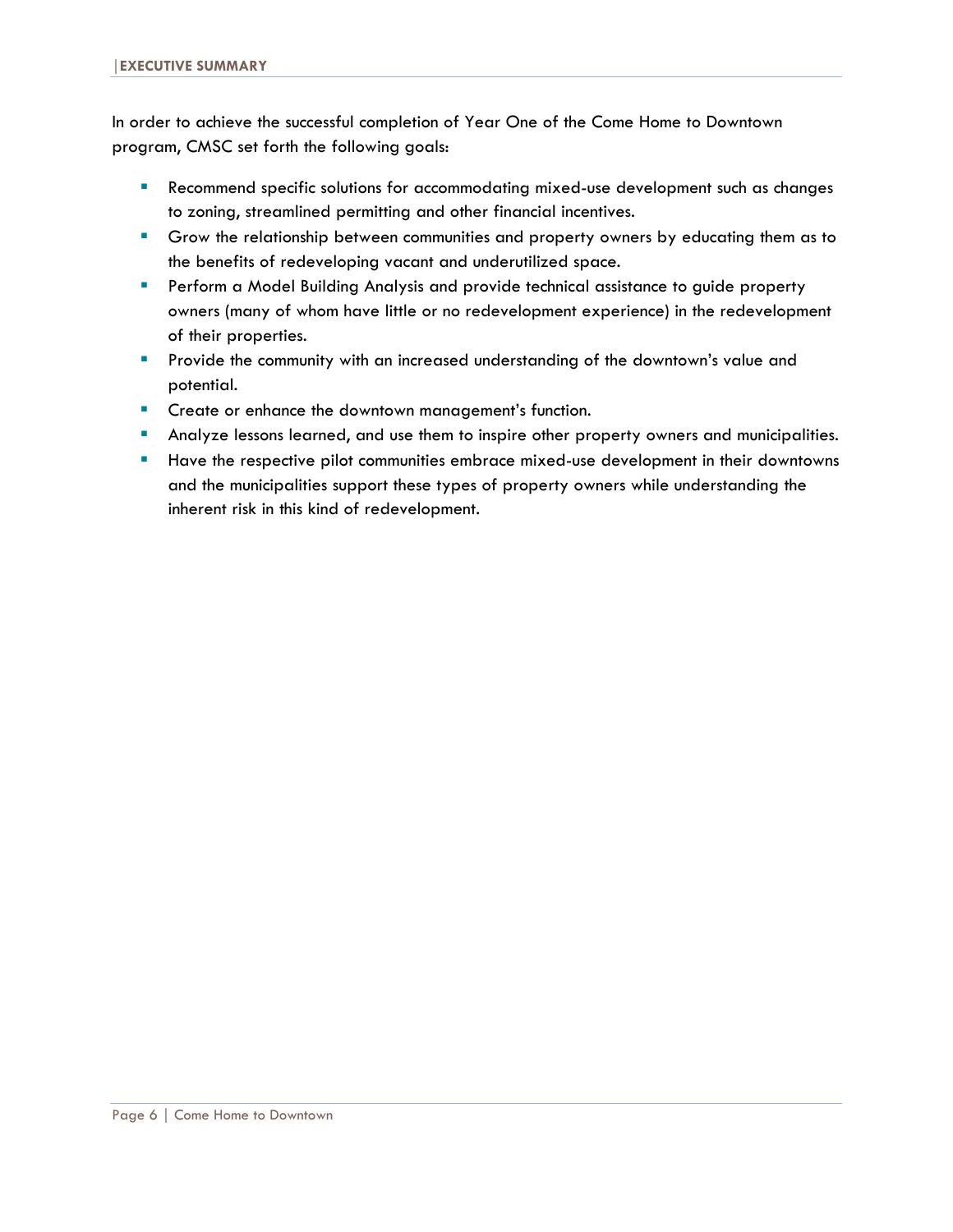In order to achieve the successful completion of Year One of the Come Home to Downtown program, CMSC set forth the following goals:

- Recommend specific solutions for accommodating mixed-use development such as changes to zoning, streamlined permitting and other financial incentives.
- Grow the relationship between communities and property owners by educating them as to the benefits of redeveloping vacant and underutilized space.
- Perform a Model Building Analysis and provide technical assistance to guide property owners (many of whom have little or no redevelopment experience) in the redevelopment of their properties.
- Provide the community with an increased understanding of the downtown's value and potential.
- Create or enhance the downtown management's function.
- Analyze lessons learned, and use them to inspire other property owners and municipalities.
- Have the respective pilot communities embrace mixed-use development in their downtowns and the municipalities support these types of property owners while understanding the inherent risk in this kind of redevelopment.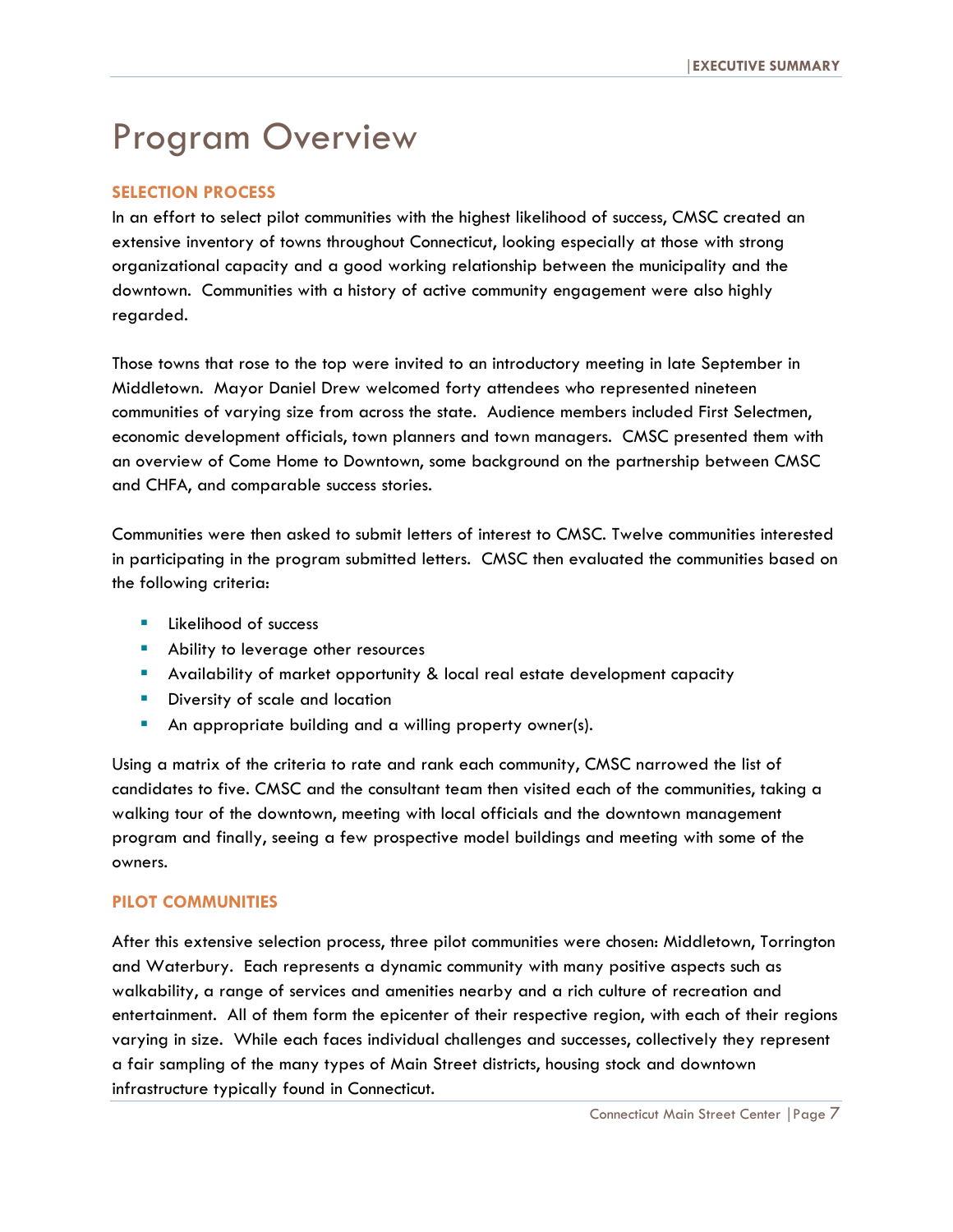# Program Overview

## SELECTION PROCESS

In an effort to select pilot communities with the highest likelihood of success, CMSC created an extensive inventory of towns throughout Connecticut, looking especially at those with strong organizational capacity and a good working relationship between the municipality and the downtown. Communities with a history of active community engagement were also highly regarded.

Those towns that rose to the top were invited to an introductory meeting in late September in Middletown. Mayor Daniel Drew welcomed forty attendees who represented nineteen communities of varying size from across the state. Audience members included First Selectmen, economic development officials, town planners and town managers. CMSC presented them with an overview of Come Home to Downtown, some background on the partnership between CMSC and CHFA, and comparable success stories.

Communities were then asked to submit letters of interest to CMSC. Twelve communities interested in participating in the program submitted letters. CMSC then evaluated the communities based on the following criteria:

- Likelihood of success
- Ability to leverage other resources
- Availability of market opportunity & local real estate development capacity
- Diversity of scale and location
- An appropriate building and a willing property owner(s).

Using a matrix of the criteria to rate and rank each community, CMSC narrowed the list of candidates to five. CMSC and the consultant team then visited each of the communities, taking a walking tour of the downtown, meeting with local officials and the downtown management program and finally, seeing a few prospective model buildings and meeting with some of the owners.

## PILOT COMMUNITIES

After this extensive selection process, three pilot communities were chosen: Middletown, Torrington and Waterbury. Each represents a dynamic community with many positive aspects such as walkability, a range of services and amenities nearby and a rich culture of recreation and entertainment. All of them form the epicenter of their respective region, with each of their regions varying in size. While each faces individual challenges and successes, collectively they represent a fair sampling of the many types of Main Street districts, housing stock and downtown infrastructure typically found in Connecticut.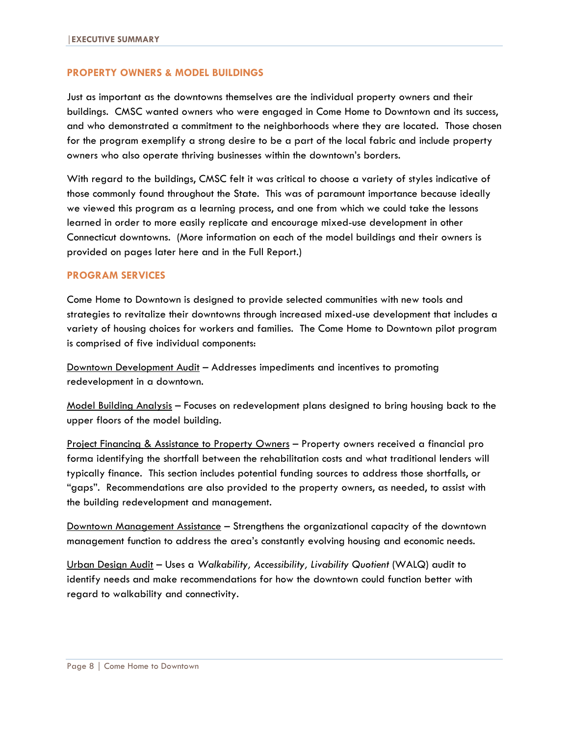## PROPERTY OWNERS & MODEL BUILDINGS

Just as important as the downtowns themselves are the individual property owners and their buildings. CMSC wanted owners who were engaged in Come Home to Downtown and its success, and who demonstrated a commitment to the neighborhoods where they are located. Those chosen for the program exemplify a strong desire to be a part of the local fabric and include property owners who also operate thriving businesses within the downtown's borders.

With regard to the buildings, CMSC felt it was critical to choose a variety of styles indicative of those commonly found throughout the State. This was of paramount importance because ideally we viewed this program as a learning process, and one from which we could take the lessons learned in order to more easily replicate and encourage mixed-use development in other Connecticut downtowns. (More information on each of the model buildings and their owners is provided on pages later here and in the Full Report.)

## PROGRAM SERVICES

Come Home to Downtown is designed to provide selected communities with new tools and strategies to revitalize their downtowns through increased mixed-use development that includes a variety of housing choices for workers and families. The Come Home to Downtown pilot program is comprised of five individual components:

<u>Downtown Development Audit</u> – Addresses impediments and incentives to promoting redevelopment in a downtown.

<u>Model Building Analysis</u> – Focuses on redevelopment plans designed to bring housing back to the upper floors of the model building.

<u>Project Financing & Assistance to Property Owners</u> – Property owners received a financial pro forma identifying the shortfall between the rehabilitation costs and what traditional lenders will typically finance. This section includes potential funding sources to address those shortfalls, or "gaps". Recommendations are also provided to the property owners, as needed, to assist with the building redevelopment and management.

<u>Downtown Management Assistance</u> – Strengthens the organizational capacity of the downtown management function to address the area's constantly evolving housing and economic needs.

<u>Urban Design Audit</u> – Uses a *Walkability, Accessibility, Livability Quotient* (WALQ) audit to identify needs and make recommendations for how the downtown could function better with regard to walkability and connectivity.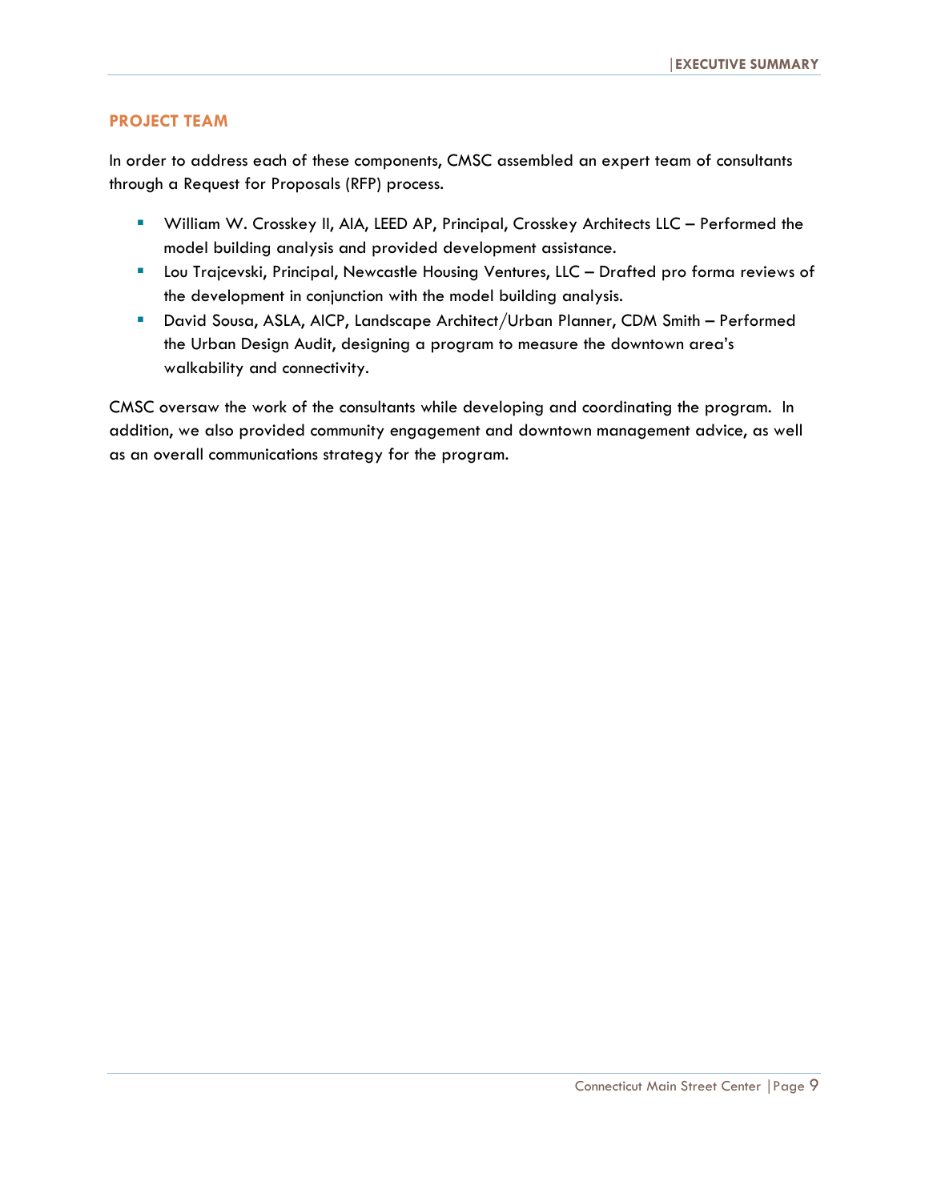## PROJECT TEAM

In order to address each of these components, CMSC assembled an expert team of consultants through a Request for Proposals (RFP) process.

- William W. Crosskey II, AIA, LEED AP, Principal, Crosskey Architects LLC – Performed the model building analysis and provided development assistance.
- Lou Trajcevski, Principal, Newcastle Housing Ventures, LLC – Drafted pro forma reviews of the development in conjunction with the model building analysis.
- David Sousa, ASLA, AICP, Landscape Architect/Urban Planner, CDM Smith – Performed the Urban Design Audit, designing a program to measure the downtown area's walkability and connectivity.

CMSC oversaw the work of the consultants while developing and coordinating the program. In addition, we also provided community engagement and downtown management advice, as well as an overall communications strategy for the program.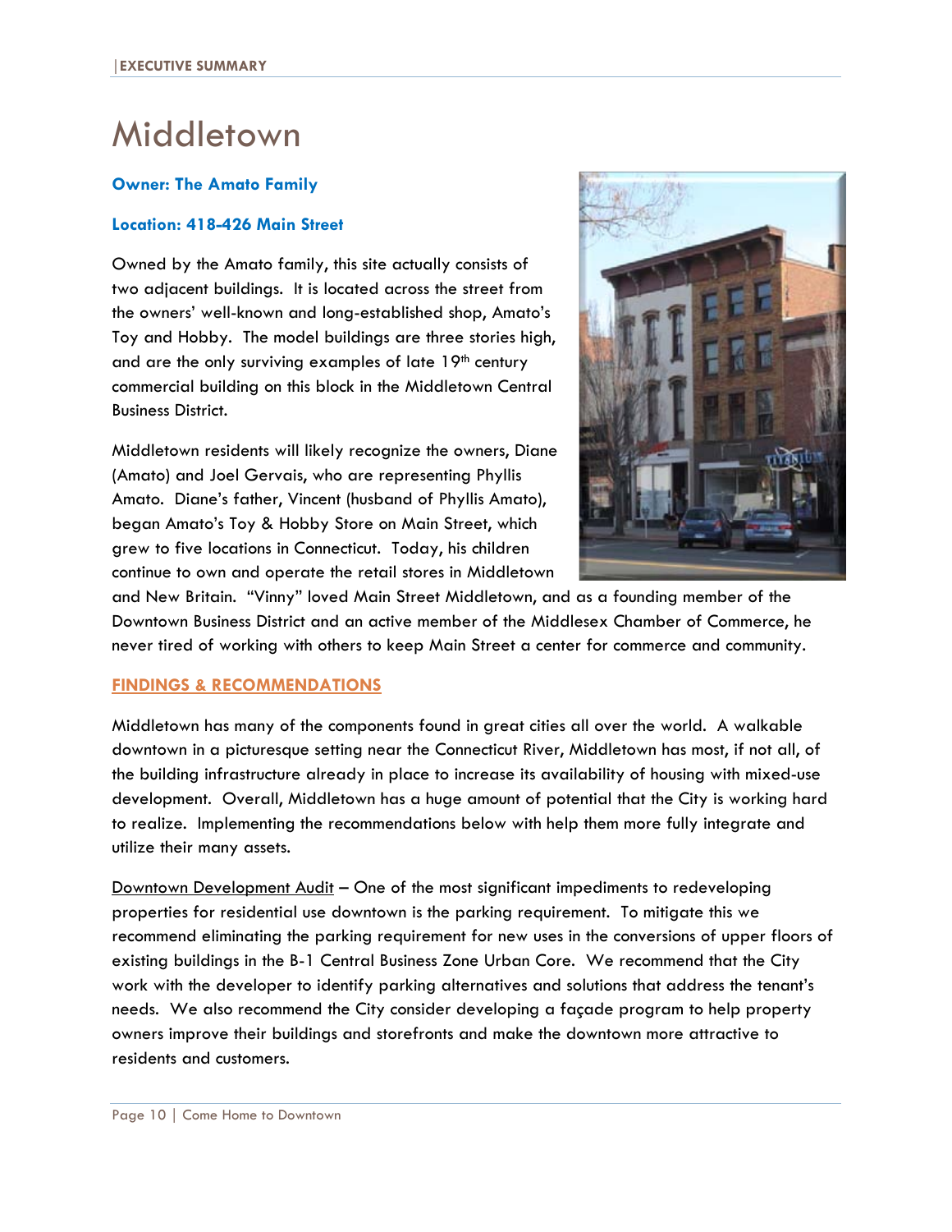# Middletown

**Owner: The Amato Family**

**Location: 418-426 Main Street**

Owned by the Amato family, this site actually consists of two adjacent buildings. It is located across the street from the owners' well-known and long-established shop, Amato's Toy and Hobby. The model buildings are three stories high, and are the only surviving examples of late 19th century commercial building on this block in the Middletown Central Business District.

Middletown residents will likely recognize the owners, Diane (Amato) and Joel Gervais, who are representing Phyllis Amato. Diane's father, Vincent (husband of Phyllis Amato), began Amato's Toy & Hobby Store on Main Street, which grew to five locations in Connecticut. Today, his children continue to own and operate the retail stores in Middletown and New Britain. "Vinny" loved Main Street Middletown, and as a founding member of the Downtown Business District and an active member of the Middlesex Chamber of Commerce, he never tired of working with others to keep Main Street a center for commerce and community.

## FINDINGS & RECOMMENDATIONS

Middletown has many of the components found in great cities all over the world. A walkable downtown in a picturesque setting near the Connecticut River, Middletown has most, if not all, of the building infrastructure already in place to increase its availability of housing with mixed-use development. Overall, Middletown has a huge amount of potential that the City is working hard to realize. Implementing the recommendations below with help them more fully integrate and utilize their many assets.

Downtown Development Audit – One of the most significant impediments to redeveloping properties for residential use downtown is the parking requirement. To mitigate this we recommend eliminating the parking requirement for new uses in the conversions of upper floors of existing buildings in the B-1 Central Business Zone Urban Core. We recommend that the City work with the developer to identify parking alternatives and solutions that address the tenant's needs. We also recommend the City consider developing a façade program to help property owners improve their buildings and storefronts and make the downtown more attractive to residents and customers.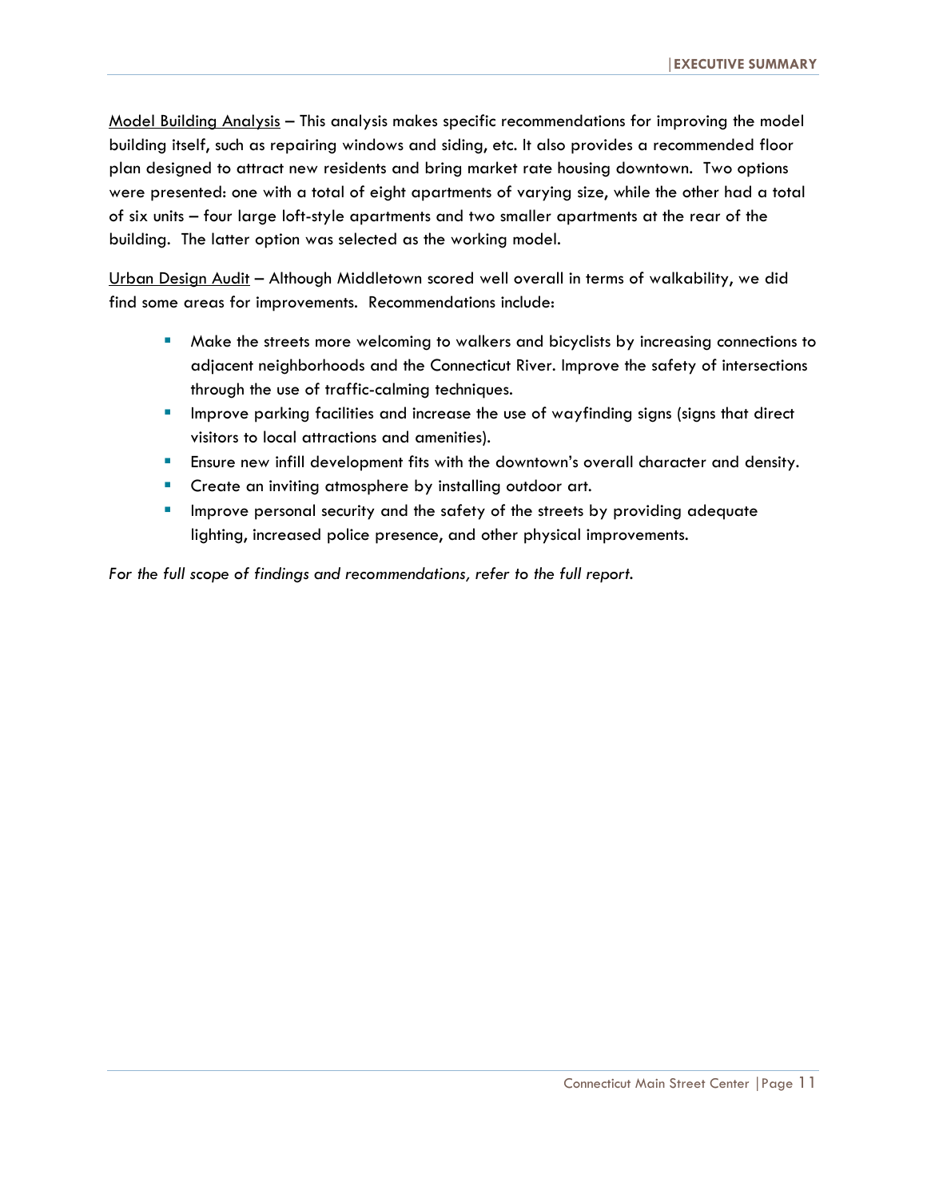Model Building Analysis – This analysis makes specific recommendations for improving the model building itself, such as repairing windows and siding, etc. It also provides a recommended floor plan designed to attract new residents and bring market rate housing downtown. Two options were presented: one with a total of eight apartments of varying size, while the other had a total of six units – four large loft-style apartments and two smaller apartments at the rear of the building. The latter option was selected as the working model.

Urban Design Audit – Although Middletown scored well overall in terms of walkability, we did find some areas for improvements. Recommendations include:

- Make the streets more welcoming to walkers and bicyclists by increasing connections to adjacent neighborhoods and the Connecticut River. Improve the safety of intersections through the use of traffic-calming techniques.
- Improve parking facilities and increase the use of wayfinding signs (signs that direct visitors to local attractions and amenities).
- Ensure new infill development fits with the downtown's overall character and density.
- Create an inviting atmosphere by installing outdoor art.
- Improve personal security and the safety of the streets by providing adequate lighting, increased police presence, and other physical improvements.

*For the full scope of findings and recommendations, refer to the full report.*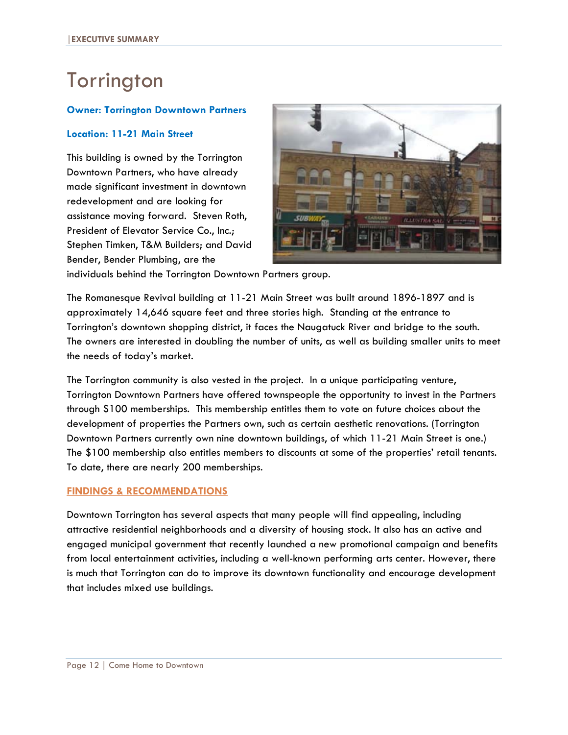# Torrington

**Owner: Torrington Downtown Partners**

**Location: 11-21 Main Street**

This building is owned by the Torrington Downtown Partners, who have already made significant investment in downtown redevelopment and are looking for assistance moving forward. Steven Roth, President of Elevator Service Co., Inc.; Stephen Timken, T&M Builders; and David Bender, Bender Plumbing, are the individuals behind the Torrington Downtown Partners group.

The Romanesque Revival building at 11-21 Main Street was built around 1896-1897 and is approximately 14,646 square feet and three stories high. Standing at the entrance to Torrington's downtown shopping district, it faces the Naugatuck River and bridge to the south. The owners are interested in doubling the number of units, as well as building smaller units to meet the needs of today's market.

The Torrington community is also vested in the project. In a unique participating venture, Torrington Downtown Partners have offered townspeople the opportunity to invest in the Partners through $100 memberships. This membership entitles them to vote on future choices about the development of properties the Partners own, such as certain aesthetic renovations. (Torrington Downtown Partners currently own nine downtown buildings, of which 11-21 Main Street is one.) The $100 membership also entitles members to discounts at some of the properties' retail tenants. To date, there are nearly 200 memberships.

## FINDINGS & RECOMMENDATIONS

Downtown Torrington has several aspects that many people will find appealing, including attractive residential neighborhoods and a diversity of housing stock. It also has an active and engaged municipal government that recently launched a new promotional campaign and benefits from local entertainment activities, including a well-known performing arts center. However, there is much that Torrington can do to improve its downtown functionality and encourage development that includes mixed use buildings.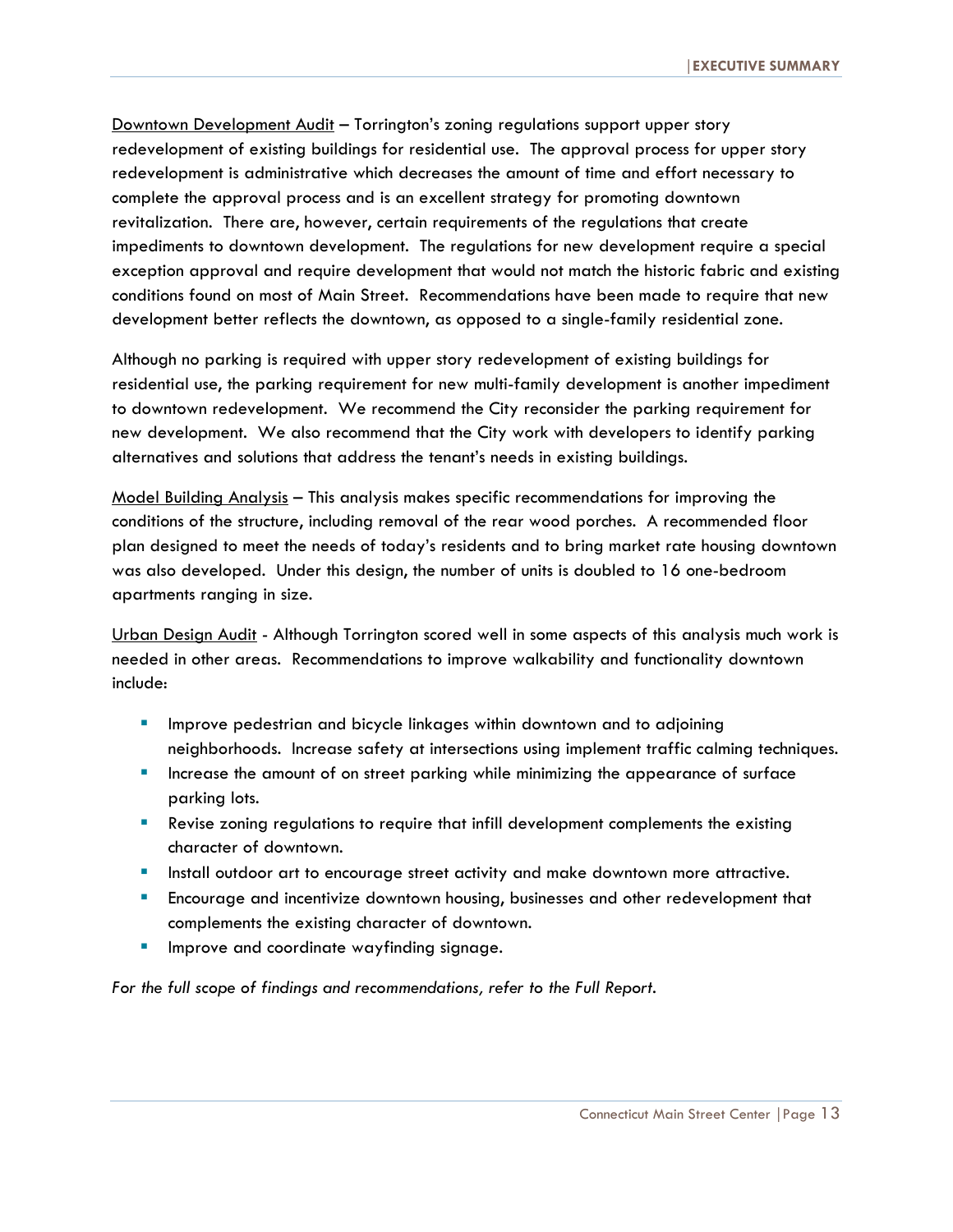<u>Downtown Development Audit</u> – Torrington's zoning regulations support upper story redevelopment of existing buildings for residential use. The approval process for upper story redevelopment is administrative which decreases the amount of time and effort necessary to complete the approval process and is an excellent strategy for promoting downtown revitalization. There are, however, certain requirements of the regulations that create impediments to downtown development. The regulations for new development require a special exception approval and require development that would not match the historic fabric and existing conditions found on most of Main Street. Recommendations have been made to require that new development better reflects the downtown, as opposed to a single-family residential zone.

Although no parking is required with upper story redevelopment of existing buildings for residential use, the parking requirement for new multi-family development is another impediment to downtown redevelopment. We recommend the City reconsider the parking requirement for new development. We also recommend that the City work with developers to identify parking alternatives and solutions that address the tenant's needs in existing buildings.

<u>Model Building Analysis</u> – This analysis makes specific recommendations for improving the conditions of the structure, including removal of the rear wood porches. A recommended floor plan designed to meet the needs of today's residents and to bring market rate housing downtown was also developed. Under this design, the number of units is doubled to 16 one-bedroom apartments ranging in size.

<u>Urban Design Audit</u> - Although Torrington scored well in some aspects of this analysis much work is needed in other areas. Recommendations to improve walkability and functionality downtown include:

- Improve pedestrian and bicycle linkages within downtown and to adjoining neighborhoods. Increase safety at intersections using implement traffic calming techniques.
- Increase the amount of on street parking while minimizing the appearance of surface parking lots.
- Revise zoning regulations to require that infill development complements the existing character of downtown.
- Install outdoor art to encourage street activity and make downtown more attractive.
- Encourage and incentivize downtown housing, businesses and other redevelopment that complements the existing character of downtown.
- Improve and coordinate wayfinding signage.

*For the full scope of findings and recommendations, refer to the Full Report.*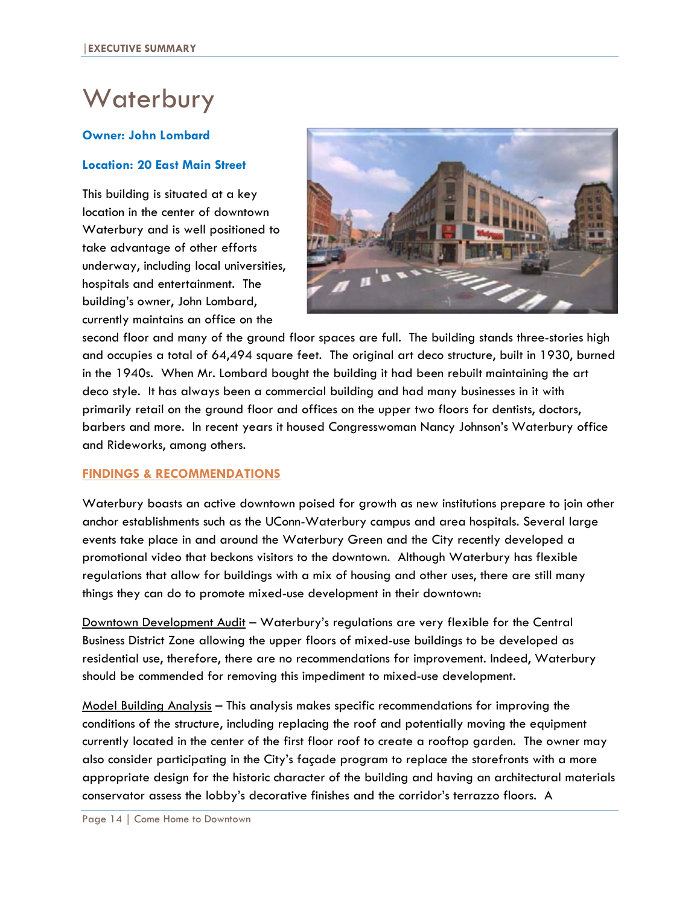# Waterbury

**Owner: John Lombard**

**Location: 20 East Main Street**

This building is situated at a key location in the center of downtown Waterbury and is well positioned to take advantage of other efforts underway, including local universities, hospitals and entertainment. The building's owner, John Lombard, currently maintains an office on the second floor and many of the ground floor spaces are full. The building stands three-stories high and occupies a total of 64,494 square feet. The original art deco structure, built in 1930, burned in the 1940s. When Mr. Lombard bought the building it had been rebuilt maintaining the art deco style. It has always been a commercial building and had many businesses in it with primarily retail on the ground floor and offices on the upper two floors for dentists, doctors, barbers and more. In recent years it housed Congresswoman Nancy Johnson's Waterbury office and Rideworks, among others.

## FINDINGS & RECOMMENDATIONS

Waterbury boasts an active downtown poised for growth as new institutions prepare to join other anchor establishments such as the UConn-Waterbury campus and area hospitals. Several large events take place in and around the Waterbury Green and the City recently developed a promotional video that beckons visitors to the downtown. Although Waterbury has flexible regulations that allow for buildings with a mix of housing and other uses, there are still many things they can do to promote mixed-use development in their downtown:

Downtown Development Audit – Waterbury's regulations are very flexible for the Central Business District Zone allowing the upper floors of mixed-use buildings to be developed as residential use, therefore, there are no recommendations for improvement. Indeed, Waterbury should be commended for removing this impediment to mixed-use development.

Model Building Analysis – This analysis makes specific recommendations for improving the conditions of the structure, including replacing the roof and potentially moving the equipment currently located in the center of the first floor roof to create a rooftop garden. The owner may also consider participating in the City's façade program to replace the storefronts with a more appropriate design for the historic character of the building and having an architectural materials conservator assess the lobby's decorative finishes and the corridor's terrazzo floors. A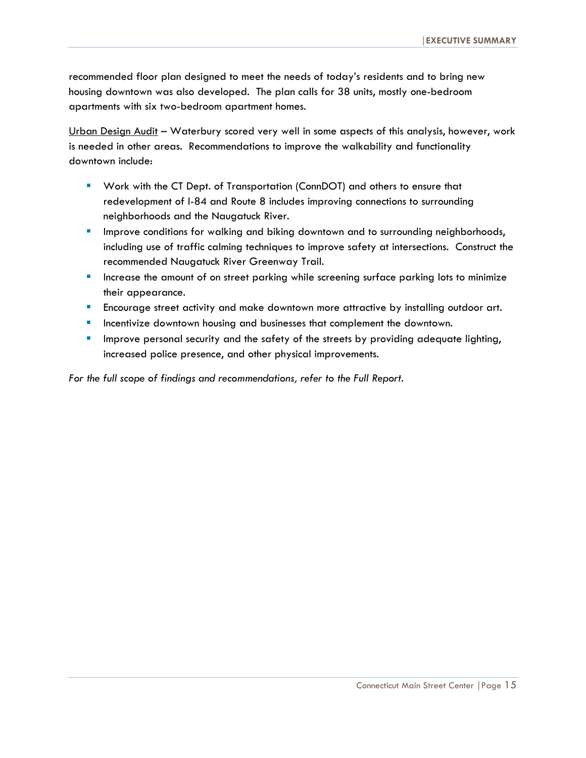recommended floor plan designed to meet the needs of today's residents and to bring new housing downtown was also developed. The plan calls for 38 units, mostly one-bedroom apartments with six two-bedroom apartment homes.

<u>Urban Design Audit</u> – Waterbury scored very well in some aspects of this analysis, however, work is needed in other areas. Recommendations to improve the walkability and functionality downtown include:

- Work with the CT Dept. of Transportation (ConnDOT) and others to ensure that redevelopment of I-84 and Route 8 includes improving connections to surrounding neighborhoods and the Naugatuck River.
- Improve conditions for walking and biking downtown and to surrounding neighborhoods, including use of traffic calming techniques to improve safety at intersections. Construct the recommended Naugatuck River Greenway Trail.
- Increase the amount of on street parking while screening surface parking lots to minimize their appearance.
- Encourage street activity and make downtown more attractive by installing outdoor art.
- Incentivize downtown housing and businesses that complement the downtown.
- Improve personal security and the safety of the streets by providing adequate lighting, increased police presence, and other physical improvements.

*For the full scope of findings and recommendations, refer to the Full Report.*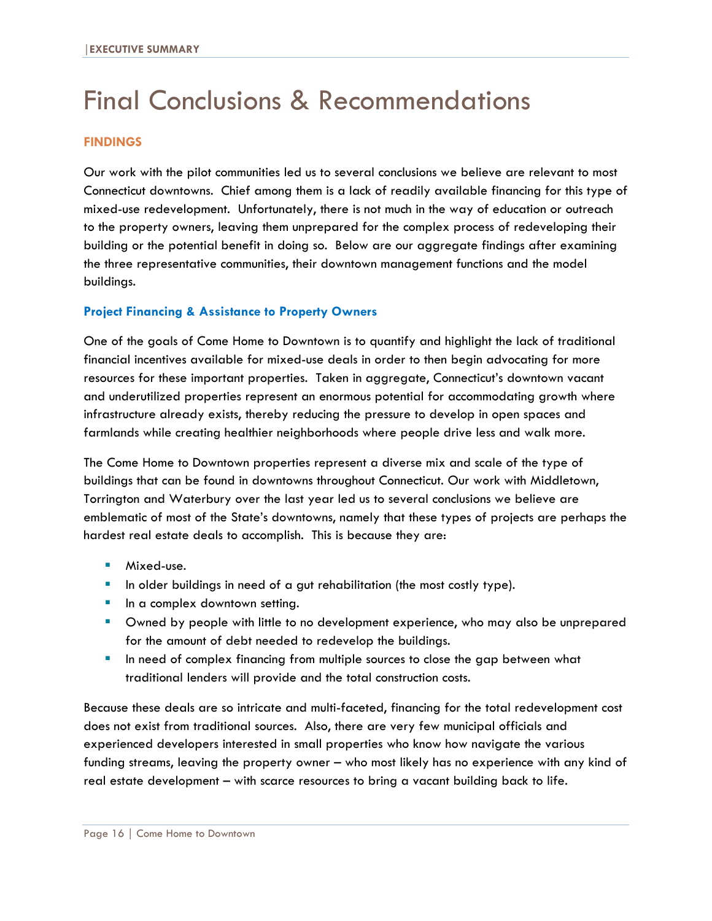# Final Conclusions & Recommendations

## FINDINGS

Our work with the pilot communities led us to several conclusions we believe are relevant to most Connecticut downtowns. Chief among them is a lack of readily available financing for this type of mixed-use redevelopment. Unfortunately, there is not much in the way of education or outreach to the property owners, leaving them unprepared for the complex process of redeveloping their building or the potential benefit in doing so. Below are our aggregate findings after examining the three representative communities, their downtown management functions and the model buildings.

### Project Financing & Assistance to Property Owners

One of the goals of Come Home to Downtown is to quantify and highlight the lack of traditional financial incentives available for mixed-use deals in order to then begin advocating for more resources for these important properties. Taken in aggregate, Connecticut's downtown vacant and underutilized properties represent an enormous potential for accommodating growth where infrastructure already exists, thereby reducing the pressure to develop in open spaces and farmlands while creating healthier neighborhoods where people drive less and walk more.

The Come Home to Downtown properties represent a diverse mix and scale of the type of buildings that can be found in downtowns throughout Connecticut. Our work with Middletown, Torrington and Waterbury over the last year led us to several conclusions we believe are emblematic of most of the State's downtowns, namely that these types of projects are perhaps the hardest real estate deals to accomplish. This is because they are:

- Mixed-use.
- In older buildings in need of a gut rehabilitation (the most costly type).
- In a complex downtown setting.
- Owned by people with little to no development experience, who may also be unprepared for the amount of debt needed to redevelop the buildings.
- In need of complex financing from multiple sources to close the gap between what traditional lenders will provide and the total construction costs.

Because these deals are so intricate and multi-faceted, financing for the total redevelopment cost does not exist from traditional sources. Also, there are very few municipal officials and experienced developers interested in small properties who know how navigate the various funding streams, leaving the property owner – who most likely has no experience with any kind of real estate development – with scarce resources to bring a vacant building back to life.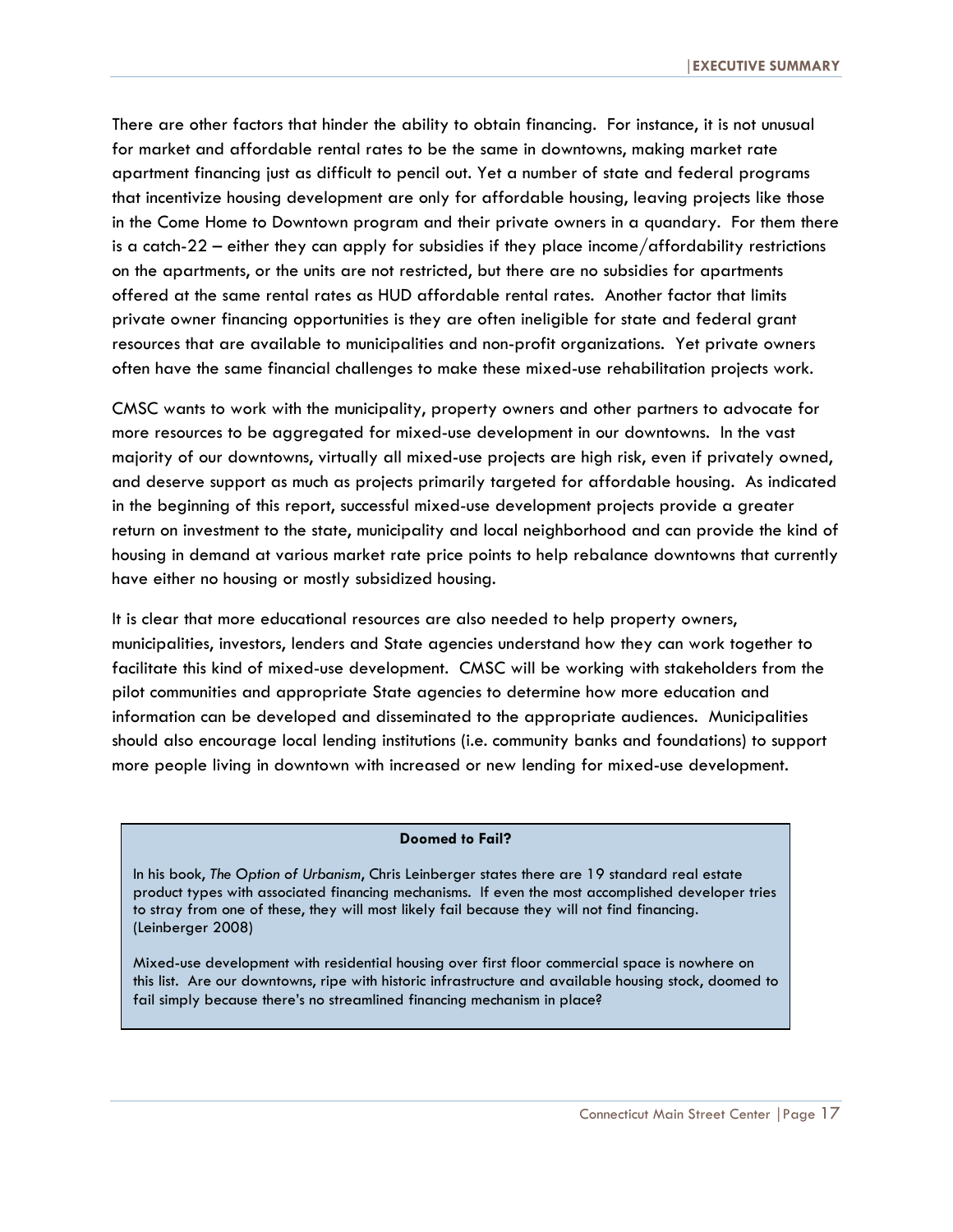There are other factors that hinder the ability to obtain financing. For instance, it is not unusual for market and affordable rental rates to be the same in downtowns, making market rate apartment financing just as difficult to pencil out. Yet a number of state and federal programs that incentivize housing development are only for affordable housing, leaving projects like those in the Come Home to Downtown program and their private owners in a quandary. For them there is a catch-22 – either they can apply for subsidies if they place income/affordability restrictions on the apartments, or the units are not restricted, but there are no subsidies for apartments offered at the same rental rates as HUD affordable rental rates. Another factor that limits private owner financing opportunities is they are often ineligible for state and federal grant resources that are available to municipalities and non-profit organizations. Yet private owners often have the same financial challenges to make these mixed-use rehabilitation projects work.

CMSC wants to work with the municipality, property owners and other partners to advocate for more resources to be aggregated for mixed-use development in our downtowns. In the vast majority of our downtowns, virtually all mixed-use projects are high risk, even if privately owned, and deserve support as much as projects primarily targeted for affordable housing. As indicated in the beginning of this report, successful mixed-use development projects provide a greater return on investment to the state, municipality and local neighborhood and can provide the kind of housing in demand at various market rate price points to help rebalance downtowns that currently have either no housing or mostly subsidized housing.

It is clear that more educational resources are also needed to help property owners, municipalities, investors, lenders and State agencies understand how they can work together to facilitate this kind of mixed-use development. CMSC will be working with stakeholders from the pilot communities and appropriate State agencies to determine how more education and information can be developed and disseminated to the appropriate audiences. Municipalities should also encourage local lending institutions (i.e. community banks and foundations) to support more people living in downtown with increased or new lending for mixed-use development.

**Doomed to Fail?**

In his book, *The Option of Urbanism*, Chris Leinberger states there are 19 standard real estate product types with associated financing mechanisms. If even the most accomplished developer tries to stray from one of these, they will most likely fail because they will not find financing. (Leinberger 2008)

Mixed-use development with residential housing over first floor commercial space is nowhere on this list. Are our downtowns, ripe with historic infrastructure and available housing stock, doomed to fail simply because there's no streamlined financing mechanism in place?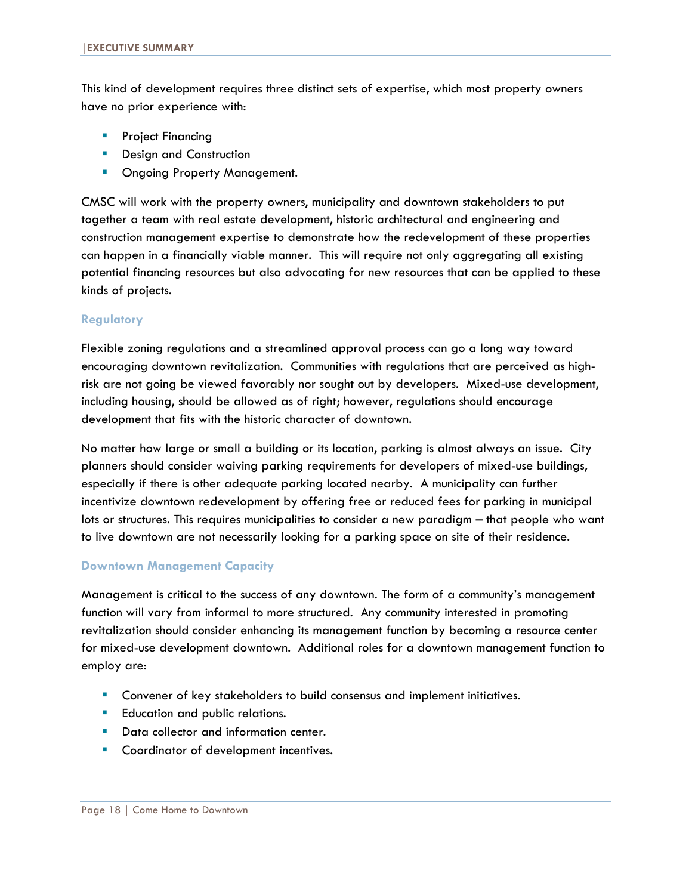This kind of development requires three distinct sets of expertise, which most property owners have no prior experience with:

- Project Financing
- Design and Construction
- Ongoing Property Management.

CMSC will work with the property owners, municipality and downtown stakeholders to put together a team with real estate development, historic architectural and engineering and construction management expertise to demonstrate how the redevelopment of these properties can happen in a financially viable manner. This will require not only aggregating all existing potential financing resources but also advocating for new resources that can be applied to these kinds of projects.

### Regulatory

Flexible zoning regulations and a streamlined approval process can go a long way toward encouraging downtown revitalization. Communities with regulations that are perceived as high-risk are not going be viewed favorably nor sought out by developers. Mixed-use development, including housing, should be allowed as of right; however, regulations should encourage development that fits with the historic character of downtown.

No matter how large or small a building or its location, parking is almost always an issue. City planners should consider waiving parking requirements for developers of mixed-use buildings, especially if there is other adequate parking located nearby. A municipality can further incentivize downtown redevelopment by offering free or reduced fees for parking in municipal lots or structures. This requires municipalities to consider a new paradigm – that people who want to live downtown are not necessarily looking for a parking space on site of their residence.

### Downtown Management Capacity

Management is critical to the success of any downtown. The form of a community's management function will vary from informal to more structured. Any community interested in promoting revitalization should consider enhancing its management function by becoming a resource center for mixed-use development downtown. Additional roles for a downtown management function to employ are:

- Convener of key stakeholders to build consensus and implement initiatives.
- Education and public relations.
- Data collector and information center.
- Coordinator of development incentives.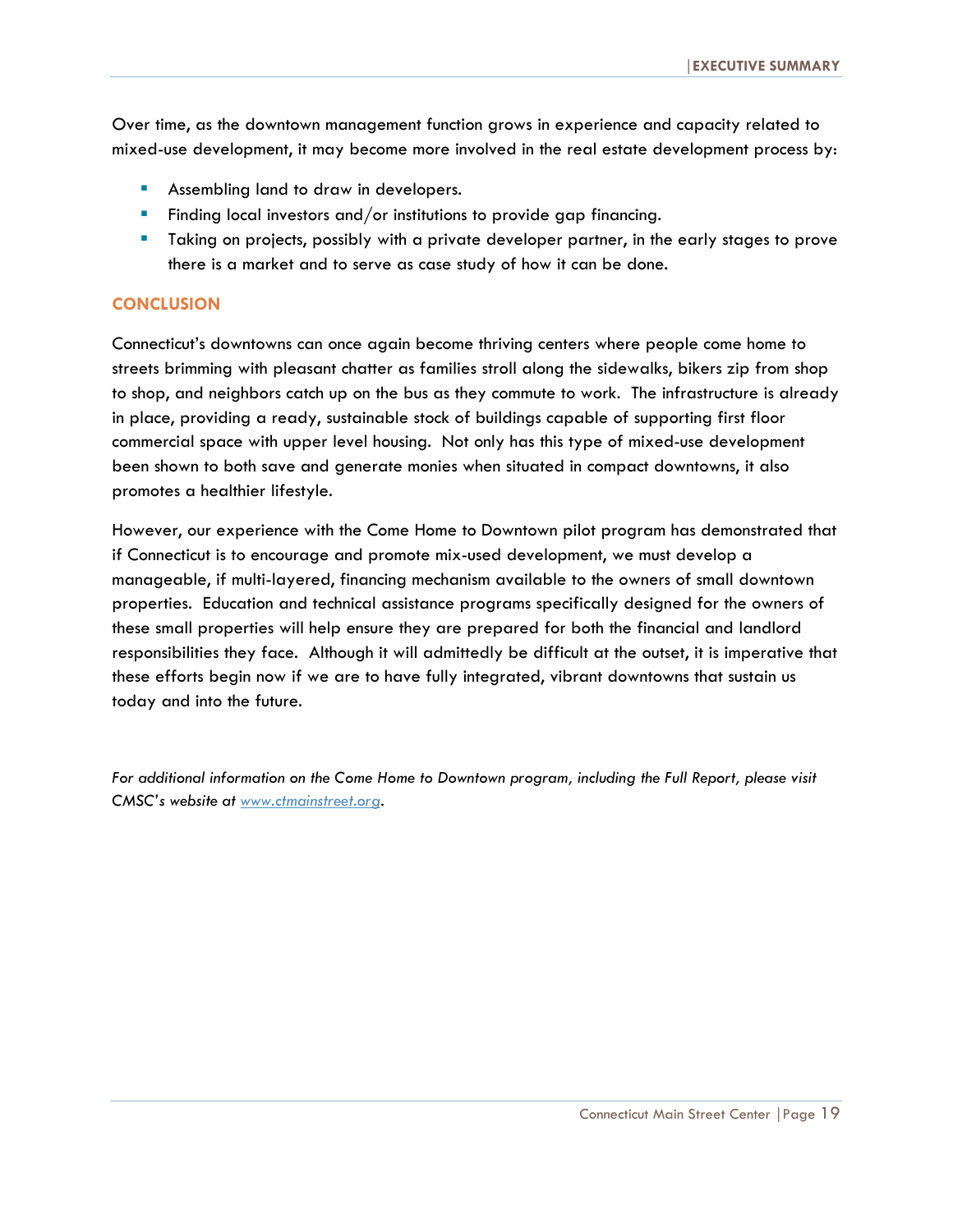Over time, as the downtown management function grows in experience and capacity related to mixed-use development, it may become more involved in the real estate development process by:

- Assembling land to draw in developers.
- Finding local investors and/or institutions to provide gap financing.
- Taking on projects, possibly with a private developer partner, in the early stages to prove there is a market and to serve as case study of how it can be done.

## CONCLUSION

Connecticut's downtowns can once again become thriving centers where people come home to streets brimming with pleasant chatter as families stroll along the sidewalks, bikers zip from shop to shop, and neighbors catch up on the bus as they commute to work. The infrastructure is already in place, providing a ready, sustainable stock of buildings capable of supporting first floor commercial space with upper level housing. Not only has this type of mixed-use development been shown to both save and generate monies when situated in compact downtowns, it also promotes a healthier lifestyle.

However, our experience with the Come Home to Downtown pilot program has demonstrated that if Connecticut is to encourage and promote mix-used development, we must develop a manageable, if multi-layered, financing mechanism available to the owners of small downtown properties. Education and technical assistance programs specifically designed for the owners of these small properties will help ensure they are prepared for both the financial and landlord responsibilities they face. Although it will admittedly be difficult at the outset, it is imperative that these efforts begin now if we are to have fully integrated, vibrant downtowns that sustain us today and into the future.

*For additional information on the Come Home to Downtown program, including the Full Report, please visit CMSC's website at [www.ctmainstreet.org](http://www.ctmainstreet.org).*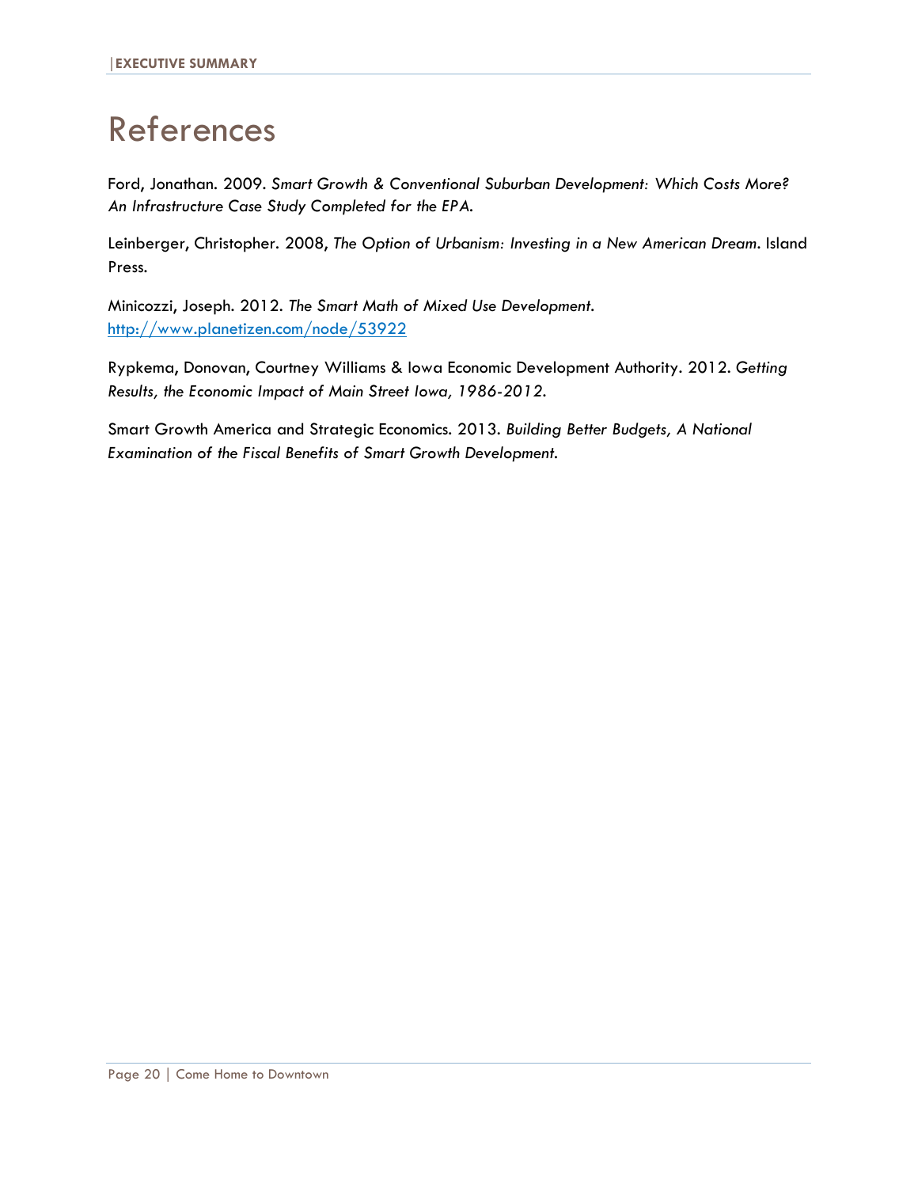# References

Ford, Jonathan. 2009. *Smart Growth & Conventional Suburban Development: Which Costs More? An Infrastructure Case Study Completed for the EPA.*

Leinberger, Christopher. 2008, *The Option of Urbanism: Investing in a New American Dream.* Island Press.

Minicozzi, Joseph. 2012. *The Smart Math of Mixed Use Development.* [http://www.planetizen.com/node/53922](http://www.planetizen.com/node/53922)

Rypkema, Donovan, Courtney Williams & Iowa Economic Development Authority. 2012. *Getting Results, the Economic Impact of Main Street Iowa, 1986-2012.*

Smart Growth America and Strategic Economics. 2013. *Building Better Budgets, A National Examination of the Fiscal Benefits of Smart Growth Development.*